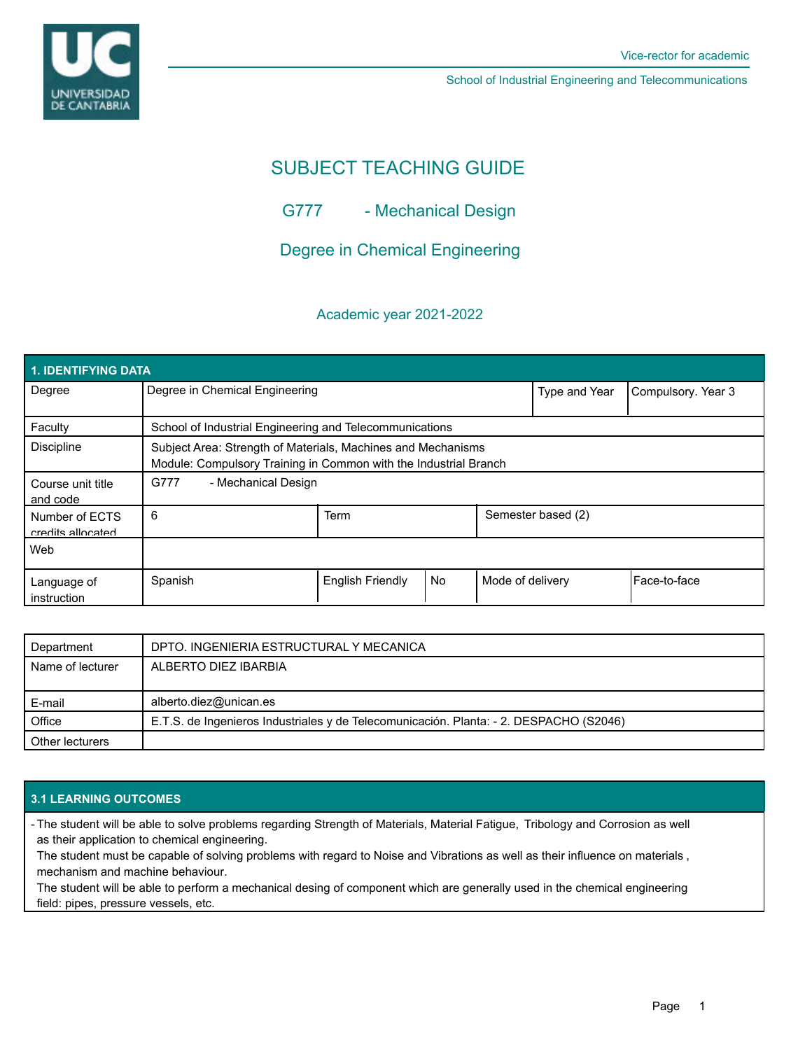Vice-rector for academic

School of Industrial Engineering and Telecommunications

# SUBJECT TEACHING GUIDE

## G777 - Mechanical Design

## Degree in Chemical Engineering

Academic year 2021-2022

| 1. IDENTIFYING DATA | | | | | |
|---|---|---|---|---|---|
| Degree | Degree in Chemical Engineering | | | Type and Year | Compulsory. Year 3 |
| Faculty | School of Industrial Engineering and Telecommunications | | | | |
| Discipline | Subject Area: Strength of Materials, Machines and Mechanisms<br>Module: Compulsory Training in Common with the Industrial Branch | | | | |
| Course unit title and code | G777 - Mechanical Design | | | | |
| Number of ECTS credits allocated | 6 | Term | | Semester based (2) | |
| Web | | | | | |
| Language of instruction | Spanish | English Friendly | No | Mode of delivery | Face-to-face |

| Department | DPTO. INGENIERIA ESTRUCTURAL Y MECANICA |
|---|---|
| Name of lecturer | ALBERTO DIEZ IBARBIA |
| E-mail | alberto.diez@unican.es |
| Office | E.T.S. de Ingenieros Industriales y de Telecomunicación. Planta: - 2. DESPACHO (S2046) |
| Other lecturers | |

## 3.1 LEARNING OUTCOMES

- The student will be able to solve problems regarding Strength of Materials, Material Fatigue, Tribology and Corrosion as well as their application to chemical engineering.
  The student must be capable of solving problems with regard to Noise and Vibrations as well as their influence on materials , mechanism and machine behaviour.
  The student will be able to perform a mechanical desing of component which are generally used in the chemical engineering field: pipes, pressure vessels, etc.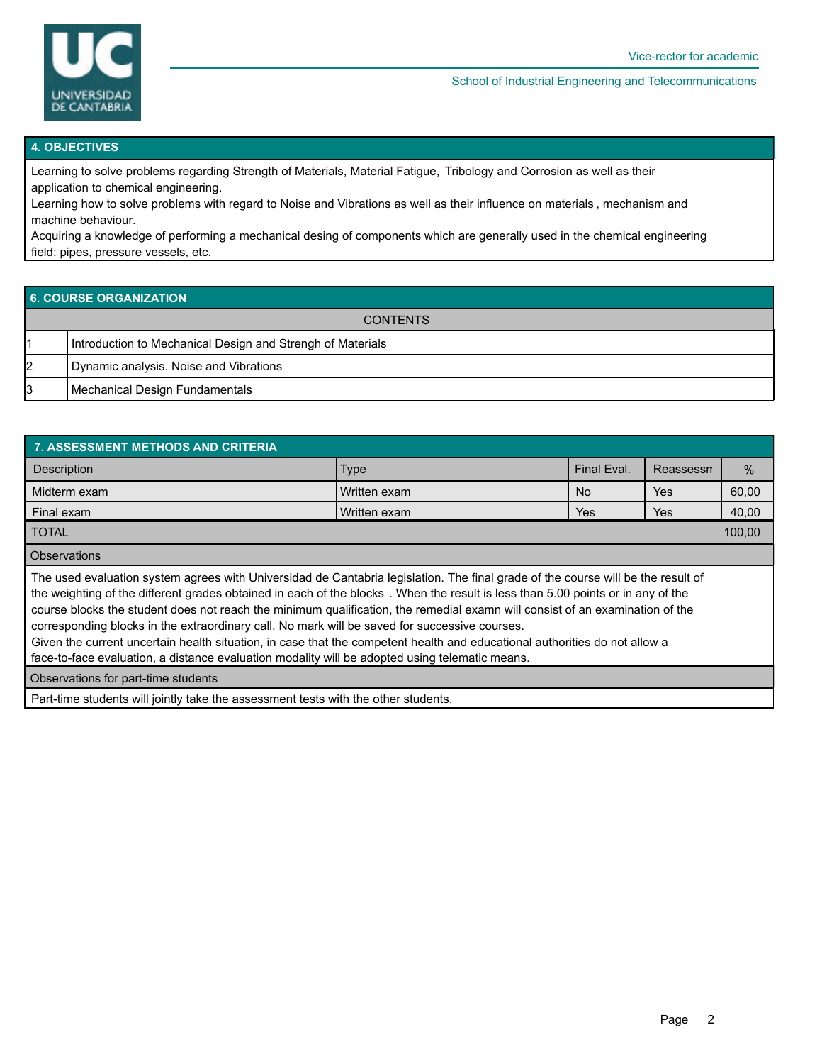## 4. OBJECTIVES

Learning to solve problems regarding Strength of Materials, Material Fatigue, Tribology and Corrosion as well as their application to chemical engineering.
Learning how to solve problems with regard to Noise and Vibrations as well as their influence on materials , mechanism and machine behaviour.
Acquiring a knowledge of performing a mechanical desing of components which are generally used in the chemical engineering field: pipes, pressure vessels, etc.

## 6. COURSE ORGANIZATION

| CONTENTS | |
|---|---|
| 1 | Introduction to Mechanical Design and Strengh of Materials |
| 2 | Dynamic analysis. Noise and Vibrations |
| 3 | Mechanical Design Fundamentals |

## 7. ASSESSMENT METHODS AND CRITERIA

| Description | Type | Final Eval. | Reassessn | % |
|---|---|---|---|---|
| Midterm exam | Written exam | No | Yes | 60,00 |
| Final exam | Written exam | Yes | Yes | 40,00 |
| TOTAL | | | | 100,00 |

**Observations**

The used evaluation system agrees with Universidad de Cantabria legislation. The final grade of the course will be the result of the weighting of the different grades obtained in each of the blocks . When the result is less than 5.00 points or in any of the course blocks the student does not reach the minimum qualification, the remedial examn will consist of an examination of the corresponding blocks in the extraordinary call. No mark will be saved for successive courses.
Given the current uncertain health situation, in case that the competent health and educational authorities do not allow a face-to-face evaluation, a distance evaluation modality will be adopted using telematic means.

**Observations for part-time students**

Part-time students will jointly take the assessment tests with the other students.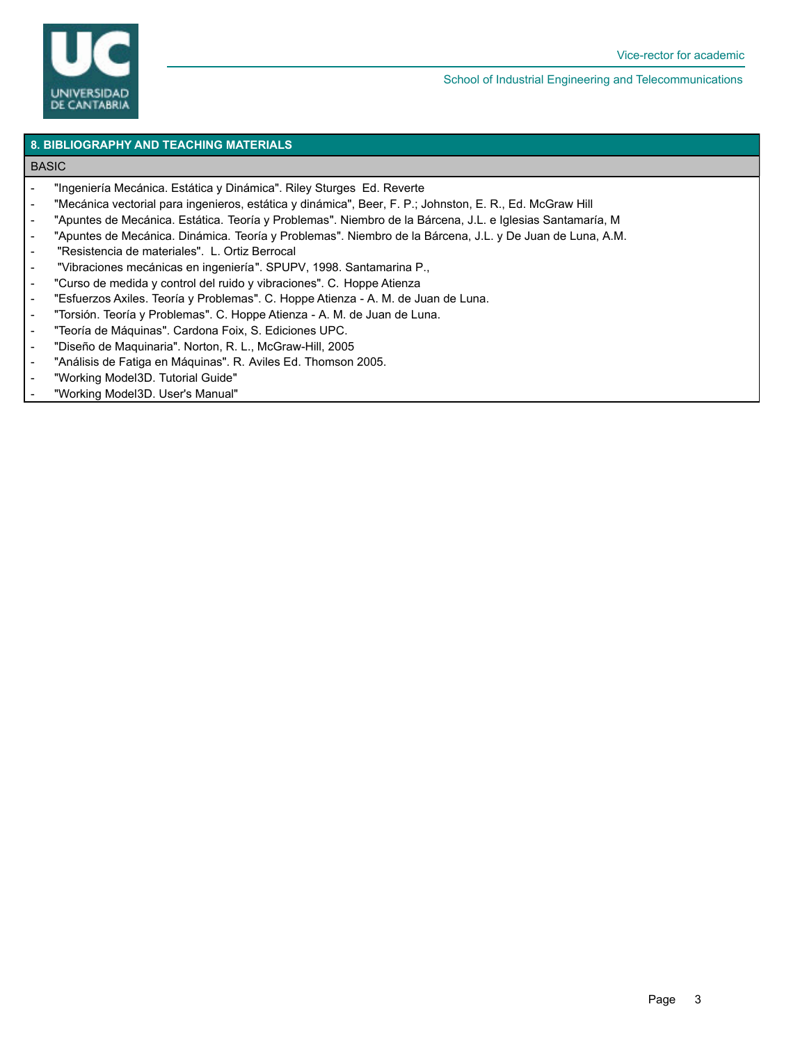## 8. BIBLIOGRAPHY AND TEACHING MATERIALS

### BASIC

- "Ingeniería Mecánica. Estática y Dinámica". Riley Sturges Ed. Reverte
- "Mecánica vectorial para ingenieros, estática y dinámica", Beer, F. P.; Johnston, E. R., Ed. McGraw Hill
- "Apuntes de Mecánica. Estática. Teoría y Problemas". Niembro de la Bárcena, J.L. e Iglesias Santamaría, M
- "Apuntes de Mecánica. Dinámica. Teoría y Problemas". Niembro de la Bárcena, J.L. y De Juan de Luna, A.M.
- "Resistencia de materiales". L. Ortiz Berrocal
- "Vibraciones mecánicas en ingeniería". SPUPV, 1998. Santamarina P.,
- "Curso de medida y control del ruido y vibraciones". C. Hoppe Atienza
- "Esfuerzos Axiles. Teoría y Problemas". C. Hoppe Atienza - A. M. de Juan de Luna.
- "Torsión. Teoría y Problemas". C. Hoppe Atienza - A. M. de Juan de Luna.
- "Teoría de Máquinas". Cardona Foix, S. Ediciones UPC.
- "Diseño de Maquinaria". Norton, R. L., McGraw-Hill, 2005
- "Análisis de Fatiga en Máquinas". R. Aviles Ed. Thomson 2005.
- "Working Model3D. Tutorial Guide"
- "Working Model3D. User's Manual"